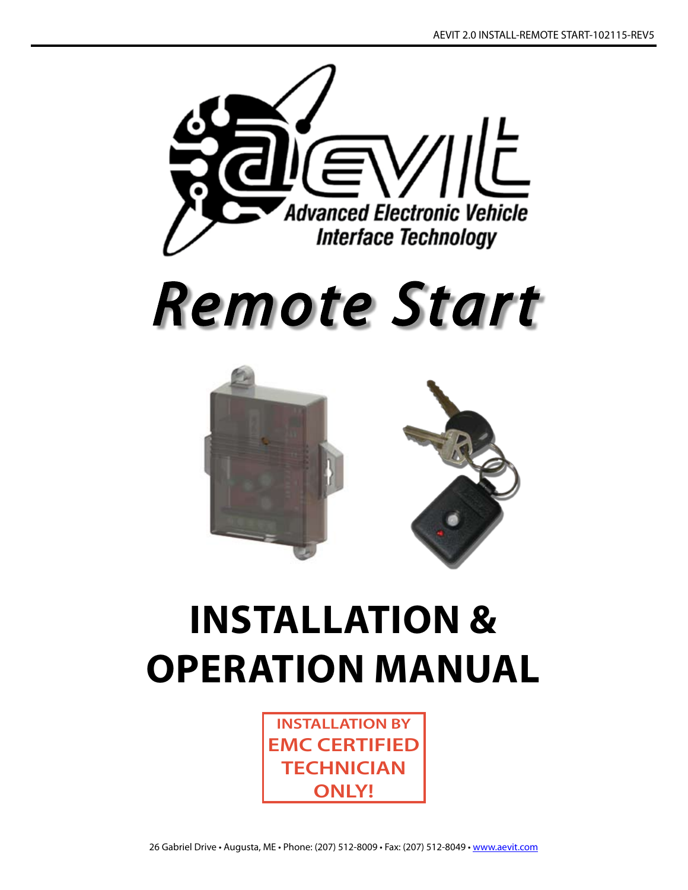AEVIT 2.0 INSTALL-REMOTE START-102115-REV5

Advanced Electronic Vehicle Interface Technology

# *Remote Start*

# INSTALLATION & OPERATION MANUAL

**INSTALLATION BY EMC CERTIFIED TECHNICIAN ONLY!**

26 Gabriel Drive • Augusta, ME • Phone: (207) 512-8009 • Fax: (207) 512-8049 • www.aevit.com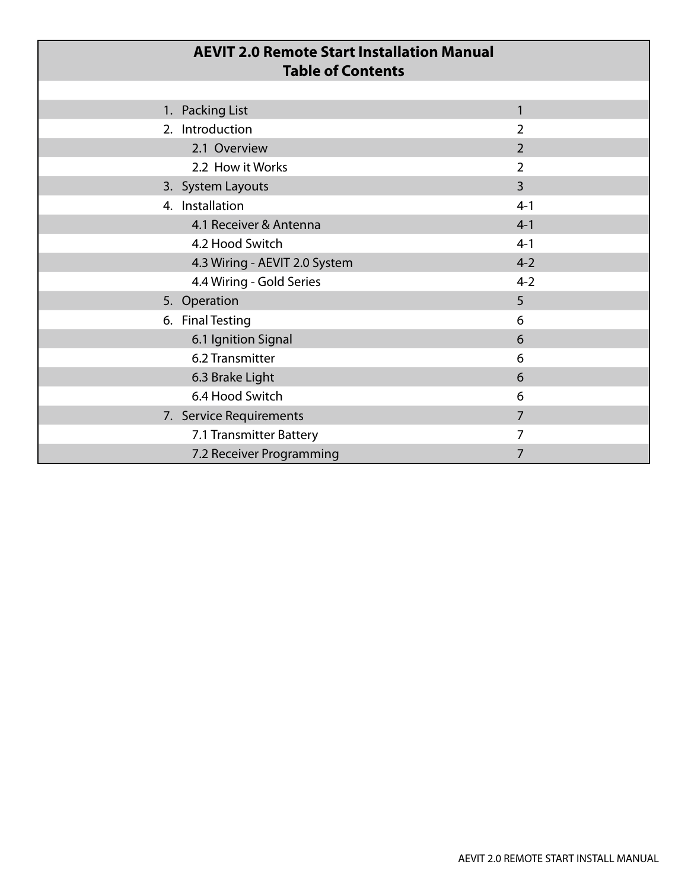# AEVIT 2.0 Remote Start Installation Manual
## Table of Contents

| Section | Page |
| --- | --- |
| 1. Packing List | 1 |
| 2. Introduction | 2 |
| 2.1 Overview | 2 |
| 2.2 How it Works | 2 |
| 3. System Layouts | 3 |
| 4. Installation | 4-1 |
| 4.1 Receiver & Antenna | 4-1 |
| 4.2 Hood Switch | 4-1 |
| 4.3 Wiring - AEVIT 2.0 System | 4-2 |
| 4.4 Wiring - Gold Series | 4-2 |
| 5. Operation | 5 |
| 6. Final Testing | 6 |
| 6.1 Ignition Signal | 6 |
| 6.2 Transmitter | 6 |
| 6.3 Brake Light | 6 |
| 6.4 Hood Switch | 6 |
| 7. Service Requirements | 7 |
| 7.1 Transmitter Battery | 7 |
| 7.2 Receiver Programming | 7 |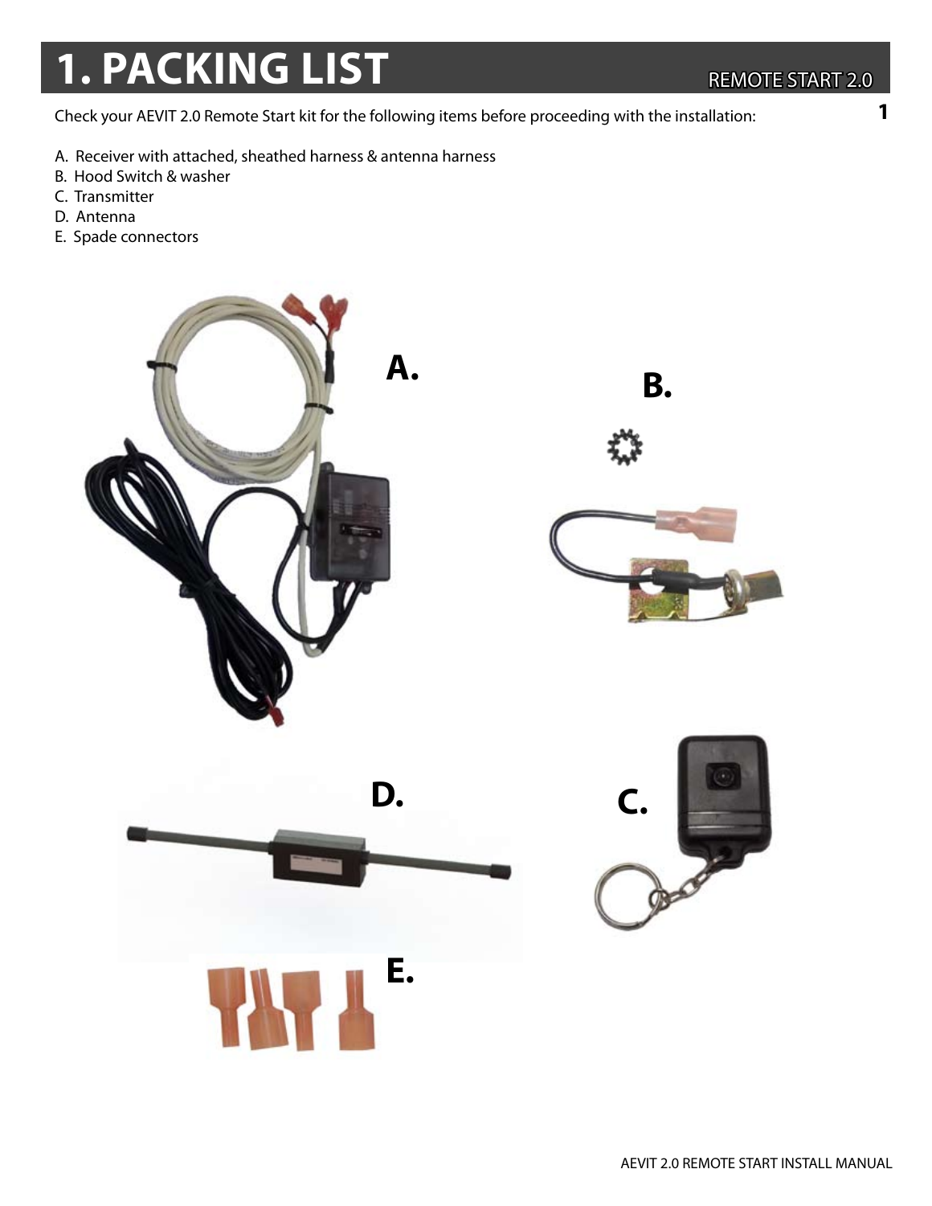# 1. PACKING LIST

Check your AEVIT 2.0 Remote Start kit for the following items before proceeding with the installation:

A. Receiver with attached, sheathed harness & antenna harness
B. Hood Switch & washer
C. Transmitter
D. Antenna
E. Spade connectors

A.

B.

D.

C.

E.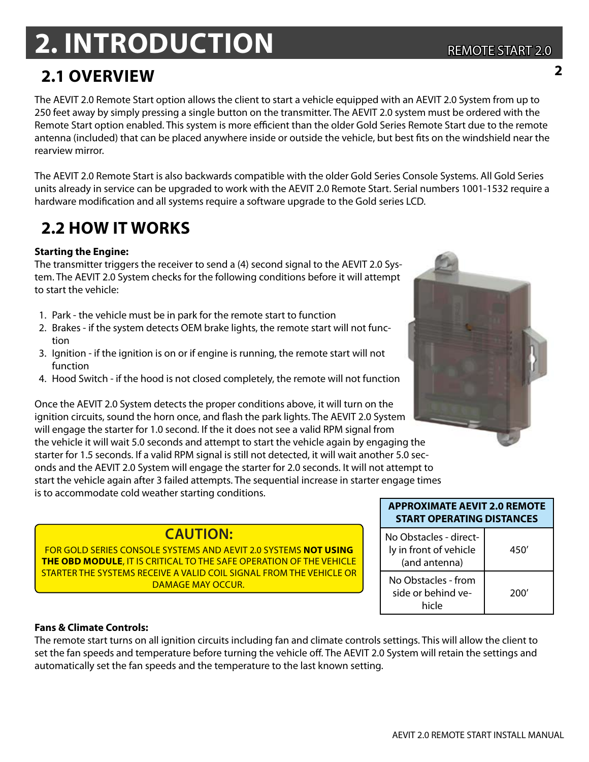# 2. INTRODUCTION

## 2.1 OVERVIEW

The AEVIT 2.0 Remote Start option allows the client to start a vehicle equipped with an AEVIT 2.0 System from up to 250 feet away by simply pressing a single button on the transmitter. The AEVIT 2.0 system must be ordered with the Remote Start option enabled. This system is more efficient than the older Gold Series Remote Start due to the remote antenna (included) that can be placed anywhere inside or outside the vehicle, but best fits on the windshield near the rearview mirror.

The AEVIT 2.0 Remote Start is also backwards compatible with the older Gold Series Console Systems. All Gold Series units already in service can be upgraded to work with the AEVIT 2.0 Remote Start. Serial numbers 1001-1532 require a hardware modification and all systems require a software upgrade to the Gold series LCD.

## 2.2 HOW IT WORKS

**Starting the Engine:**

The transmitter triggers the receiver to send a (4) second signal to the AEVIT 2.0 System. The AEVIT 2.0 System checks for the following conditions before it will attempt to start the vehicle:

1. Park - the vehicle must be in park for the remote start to function
2. Brakes - if the system detects OEM brake lights, the remote start will not function
3. Ignition - if the ignition is on or if engine is running, the remote start will not function
4. Hood Switch - if the hood is not closed completely, the remote will not function

Once the AEVIT 2.0 System detects the proper conditions above, it will turn on the ignition circuits, sound the horn once, and flash the park lights. The AEVIT 2.0 System will engage the starter for 1.0 second. If it does not see a valid RPM signal from the vehicle it will wait 5.0 seconds and attempt to start the vehicle again by engaging the starter for 1.5 seconds. If a valid RPM signal is still not detected, it will wait another 5.0 seconds and the AEVIT 2.0 System will engage the starter for 2.0 seconds. It will not attempt to start the vehicle again after 3 failed attempts. The sequential increase in starter engage times is to accommodate cold weather starting conditions.

**CAUTION:**

FOR GOLD SERIES CONSOLE SYSTEMS AND AEVIT 2.0 SYSTEMS **NOT USING THE OBD MODULE**, IT IS CRITICAL TO THE SAFE OPERATION OF THE VEHICLE STARTER THE SYSTEMS RECEIVE A VALID COIL SIGNAL FROM THE VEHICLE OR DAMAGE MAY OCCUR.

| APPROXIMATE AEVIT 2.0 REMOTE START OPERATING DISTANCES | |
|---|---|
| No Obstacles - directly in front of vehicle (and antenna) | 450′ |
| No Obstacles - from side or behind vehicle | 200′ |

**Fans & Climate Controls:**

The remote start turns on all ignition circuits including fan and climate controls settings. This will allow the client to set the fan speeds and temperature before turning the vehicle off. The AEVIT 2.0 System will retain the settings and automatically set the fan speeds and the temperature to the last known setting.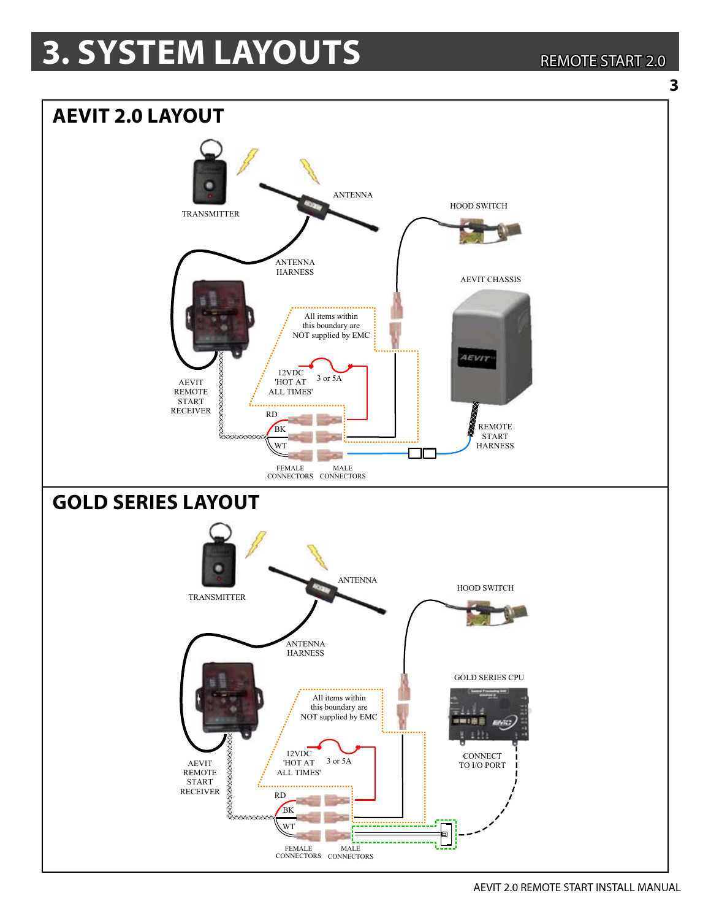# 3. SYSTEM LAYOUTS

## AEVIT 2.0 LAYOUT

TRANSMITTER

ANTENNA

ANTENNA HARNESS

HOOD SWITCH

AEVIT CHASSIS

All items within this boundary are NOT supplied by EMC

12VDC 'HOT AT ALL TIMES'

3 or 5A

AEVIT REMOTE START RECEIVER

RD

BK

WT

FEMALE CONNECTORS

MALE CONNECTORS

REMOTE START HARNESS

## GOLD SERIES LAYOUT

TRANSMITTER

ANTENNA

ANTENNA HARNESS

HOOD SWITCH

GOLD SERIES CPU

All items within this boundary are NOT supplied by EMC

12VDC 'HOT AT ALL TIMES'

3 or 5A

AEVIT REMOTE START RECEIVER

CONNECT TO I/O PORT

RD

BK

WT

FEMALE CONNECTORS

MALE CONNECTORS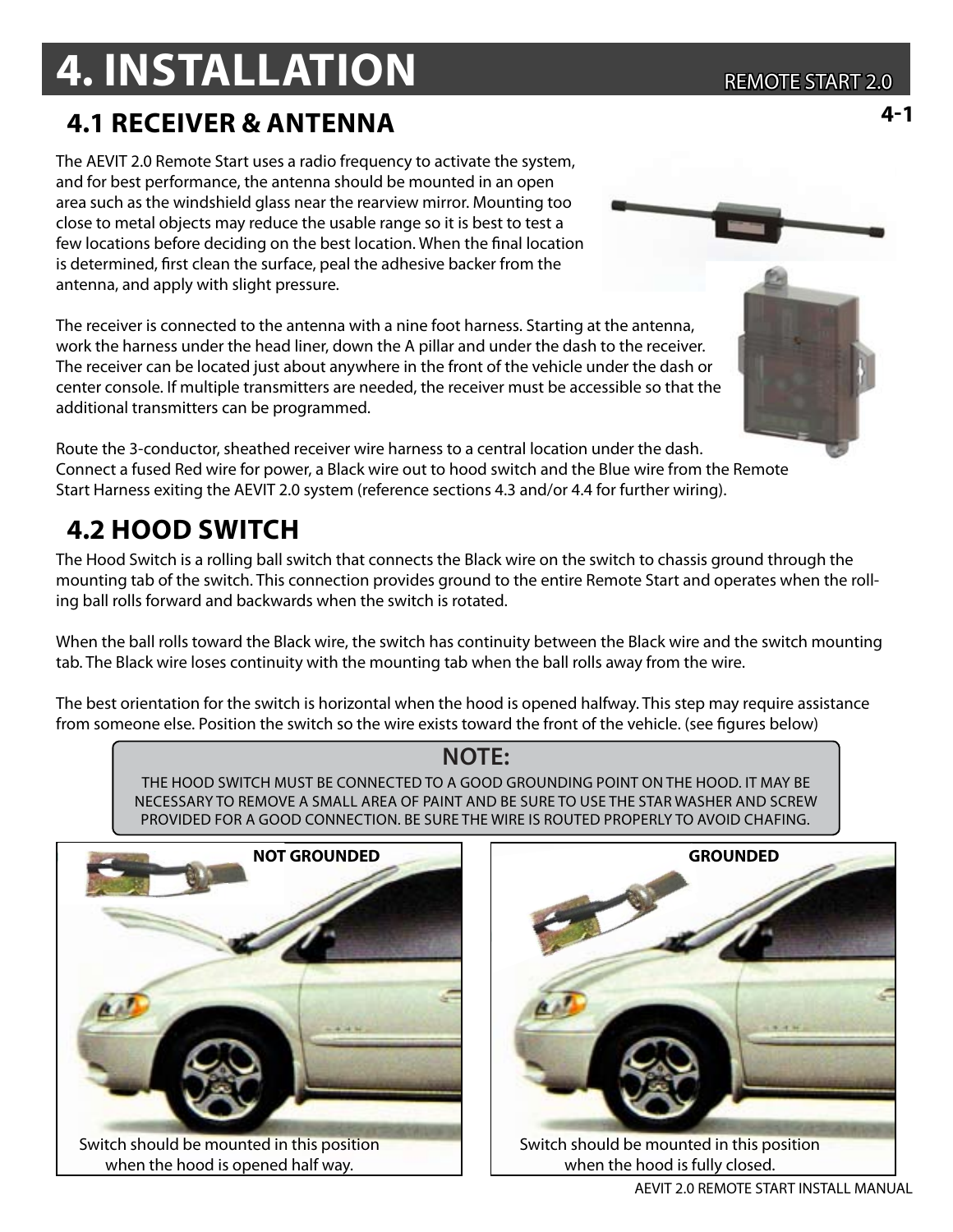# 4. INSTALLATION

## 4.1 RECEIVER & ANTENNA

The AEVIT 2.0 Remote Start uses a radio frequency to activate the system, and for best performance, the antenna should be mounted in an open area such as the windshield glass near the rearview mirror. Mounting too close to metal objects may reduce the usable range so it is best to test a few locations before deciding on the best location. When the final location is determined, first clean the surface, peal the adhesive backer from the antenna, and apply with slight pressure.

The receiver is connected to the antenna with a nine foot harness. Starting at the antenna, work the harness under the head liner, down the A pillar and under the dash to the receiver. The receiver can be located just about anywhere in the front of the vehicle under the dash or center console. If multiple transmitters are needed, the receiver must be accessible so that the additional transmitters can be programmed.

Route the 3-conductor, sheathed receiver wire harness to a central location under the dash. Connect a fused Red wire for power, a Black wire out to hood switch and the Blue wire from the Remote Start Harness exiting the AEVIT 2.0 system (reference sections 4.3 and/or 4.4 for further wiring).

## 4.2 HOOD SWITCH

The Hood Switch is a rolling ball switch that connects the Black wire on the switch to chassis ground through the mounting tab of the switch. This connection provides ground to the entire Remote Start and operates when the rolling ball rolls forward and backwards when the switch is rotated.

When the ball rolls toward the Black wire, the switch has continuity between the Black wire and the switch mounting tab. The Black wire loses continuity with the mounting tab when the ball rolls away from the wire.

The best orientation for the switch is horizontal when the hood is opened halfway. This step may require assistance from someone else. Position the switch so the wire exists toward the front of the vehicle. (see figures below)

**NOTE:**

THE HOOD SWITCH MUST BE CONNECTED TO A GOOD GROUNDING POINT ON THE HOOD. IT MAY BE NECESSARY TO REMOVE A SMALL AREA OF PAINT AND BE SURE TO USE THE STAR WASHER AND SCREW PROVIDED FOR A GOOD CONNECTION. BE SURE THE WIRE IS ROUTED PROPERLY TO AVOID CHAFING.

**NOT GROUNDED**

Switch should be mounted in this position when the hood is opened half way.

**GROUNDED**

Switch should be mounted in this position when the hood is fully closed.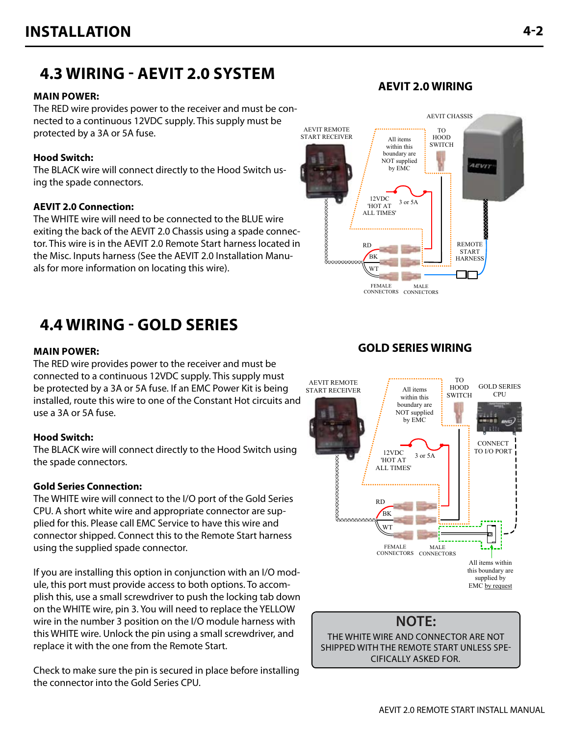## 4.3 WIRING - AEVIT 2.0 SYSTEM

**MAIN POWER:**
The RED wire provides power to the receiver and must be connected to a continuous 12VDC supply. This supply must be protected by a 3A or 5A fuse.

**Hood Switch:**
The BLACK wire will connect directly to the Hood Switch using the spade connectors.

**AEVIT 2.0 Connection:**
The WHITE wire will need to be connected to the BLUE wire exiting the back of the AEVIT 2.0 Chassis using a spade connector. This wire is in the AEVIT 2.0 Remote Start harness located in the Misc. Inputs harness (See the AEVIT 2.0 Installation Manuals for more information on locating this wire).

### AEVIT 2.0 WIRING

AEVIT REMOTE START RECEIVER

AEVIT CHASSIS

All items within this boundary are NOT supplied by EMC

TO HOOD SWITCH

12VDC 'HOT AT ALL TIMES'

3 or 5A

RD

BK

WT

REMOTE START HARNESS

FEMALE CONNECTORS

MALE CONNECTORS

## 4.4 WIRING - GOLD SERIES

**MAIN POWER:**
The RED wire provides power to the receiver and must be connected to a continuous 12VDC supply. This supply must be protected by a 3A or 5A fuse. If an EMC Power Kit is being installed, route this wire to one of the Constant Hot circuits and use a 3A or 5A fuse.

**Hood Switch:**
The BLACK wire will connect directly to the Hood Switch using the spade connectors.

**Gold Series Connection:**
The WHITE wire will connect to the I/O port of the Gold Series CPU. A short white wire and appropriate connector are supplied for this. Please call EMC Service to have this wire and connector shipped. Connect this to the Remote Start harness using the supplied spade connector.

If you are installing this option in conjunction with an I/O module, this port must provide access to both options. To accomplish this, use a small screwdriver to push the locking tab down on the WHITE wire, pin 3. You will need to replace the YELLOW wire in the number 3 position on the I/O module harness with this WHITE wire. Unlock the pin using a small screwdriver, and replace it with the one from the Remote Start.

Check to make sure the pin is secured in place before installing the connector into the Gold Series CPU.

### GOLD SERIES WIRING

AEVIT REMOTE START RECEIVER

All items within this boundary are NOT supplied by EMC

TO HOOD SWITCH

GOLD SERIES CPU

CONNECT TO I/O PORT

12VDC 'HOT AT ALL TIMES'

3 or 5A

RD

BK

WT

FEMALE CONNECTORS

MALE CONNECTORS

All items within this boundary are supplied by EMC by request

**NOTE:**
THE WHITE WIRE AND CONNECTOR ARE NOT SHIPPED WITH THE REMOTE START UNLESS SPECIFICALLY ASKED FOR.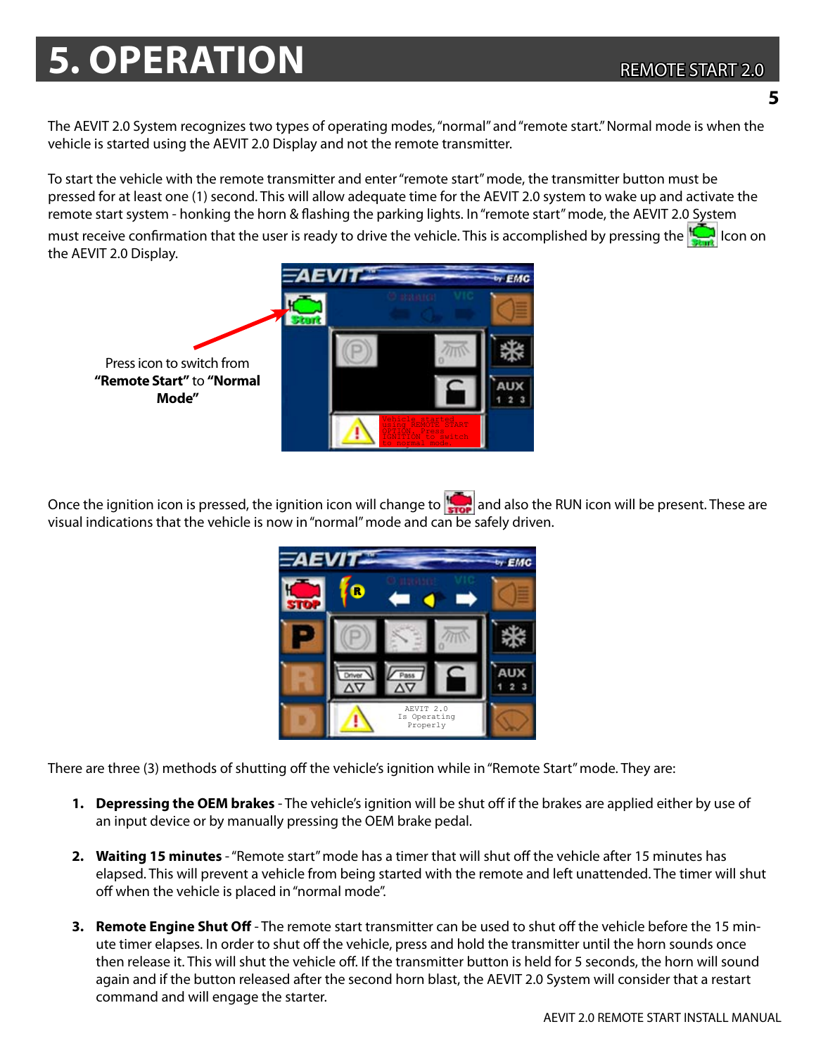# 5. OPERATION

The AEVIT 2.0 System recognizes two types of operating modes, "normal" and "remote start." Normal mode is when the vehicle is started using the AEVIT 2.0 Display and not the remote transmitter.

To start the vehicle with the remote transmitter and enter "remote start" mode, the transmitter button must be pressed for at least one (1) second. This will allow adequate time for the AEVIT 2.0 system to wake up and activate the remote start system - honking the horn & flashing the parking lights. In "remote start" mode, the AEVIT 2.0 System must receive confirmation that the user is ready to drive the vehicle. This is accomplished by pressing the Start Icon on the AEVIT 2.0 Display.

Press icon to switch from **"Remote Start"** to **"Normal Mode"**

Once the ignition icon is pressed, the ignition icon will change to STOP and also the RUN icon will be present. These are visual indications that the vehicle is now in "normal" mode and can be safely driven.

There are three (3) methods of shutting off the vehicle's ignition while in "Remote Start" mode. They are:

1. **Depressing the OEM brakes** - The vehicle's ignition will be shut off if the brakes are applied either by use of an input device or by manually pressing the OEM brake pedal.

2. **Waiting 15 minutes** - "Remote start" mode has a timer that will shut off the vehicle after 15 minutes has elapsed. This will prevent a vehicle from being started with the remote and left unattended. The timer will shut off when the vehicle is placed in "normal mode".

3. **Remote Engine Shut Off** - The remote start transmitter can be used to shut off the vehicle before the 15 minute timer elapses. In order to shut off the vehicle, press and hold the transmitter until the horn sounds once then release it. This will shut the vehicle off. If the transmitter button is held for 5 seconds, the horn will sound again and if the button released after the second horn blast, the AEVIT 2.0 System will consider that a restart command and will engage the starter.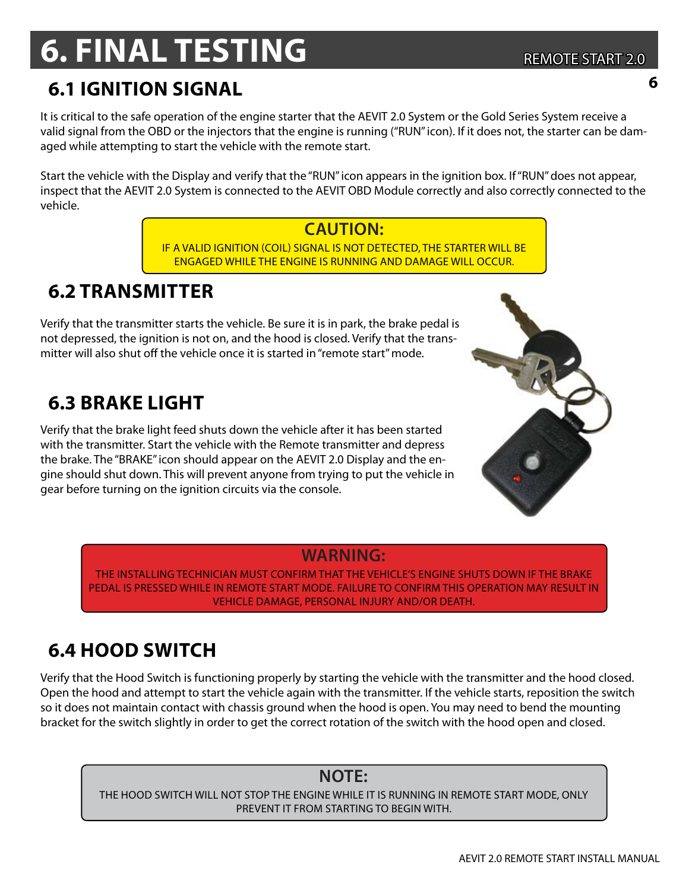# 6. FINAL TESTING

## 6.1 IGNITION SIGNAL

It is critical to the safe operation of the engine starter that the AEVIT 2.0 System or the Gold Series System receive a valid signal from the OBD or the injectors that the engine is running ("RUN" icon). If it does not, the starter can be damaged while attempting to start the vehicle with the remote start.

Start the vehicle with the Display and verify that the "RUN" icon appears in the ignition box. If "RUN" does not appear, inspect that the AEVIT 2.0 System is connected to the AEVIT OBD Module correctly and also correctly connected to the vehicle.

> **CAUTION:**
> IF A VALID IGNITION (COIL) SIGNAL IS NOT DETECTED, THE STARTER WILL BE ENGAGED WHILE THE ENGINE IS RUNNING AND DAMAGE WILL OCCUR.

## 6.2 TRANSMITTER

Verify that the transmitter starts the vehicle. Be sure it is in park, the brake pedal is not depressed, the ignition is not on, and the hood is closed. Verify that the transmitter will also shut off the vehicle once it is started in "remote start" mode.

## 6.3 BRAKE LIGHT

Verify that the brake light feed shuts down the vehicle after it has been started with the transmitter. Start the vehicle with the Remote transmitter and depress the brake. The "BRAKE" icon should appear on the AEVIT 2.0 Display and the engine should shut down. This will prevent anyone from trying to put the vehicle in gear before turning on the ignition circuits via the console.

> **WARNING:**
> THE INSTALLING TECHNICIAN MUST CONFIRM THAT THE VEHICLE'S ENGINE SHUTS DOWN IF THE BRAKE PEDAL IS PRESSED WHILE IN REMOTE START MODE. FAILURE TO CONFIRM THIS OPERATION MAY RESULT IN VEHICLE DAMAGE, PERSONAL INJURY AND/OR DEATH.

## 6.4 HOOD SWITCH

Verify that the Hood Switch is functioning properly by starting the vehicle with the transmitter and the hood closed. Open the hood and attempt to start the vehicle again with the transmitter. If the vehicle starts, reposition the switch so it does not maintain contact with chassis ground when the hood is open. You may need to bend the mounting bracket for the switch slightly in order to get the correct rotation of the switch with the hood open and closed.

> **NOTE:**
> THE HOOD SWITCH WILL NOT STOP THE ENGINE WHILE IT IS RUNNING IN REMOTE START MODE, ONLY PREVENT IT FROM STARTING TO BEGIN WITH.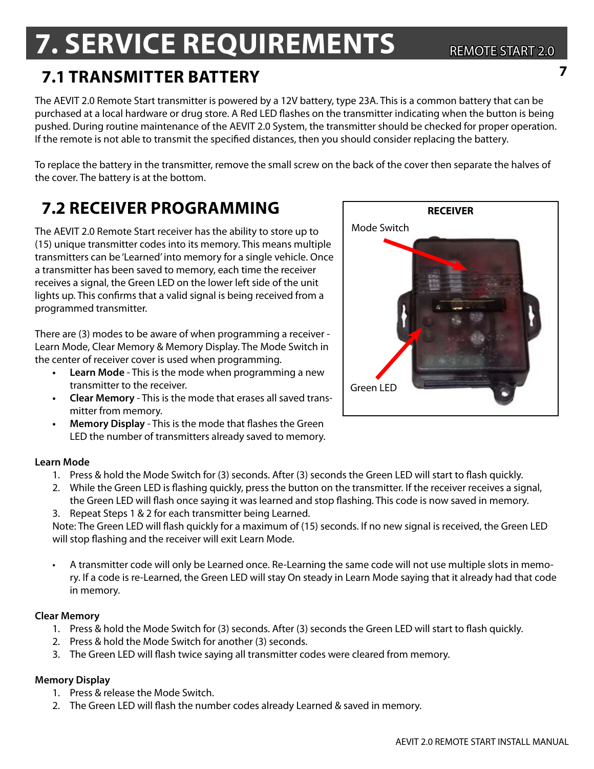# 7. SERVICE REQUIREMENTS

## 7.1 TRANSMITTER BATTERY

The AEVIT 2.0 Remote Start transmitter is powered by a 12V battery, type 23A. This is a common battery that can be purchased at a local hardware or drug store. A Red LED flashes on the transmitter indicating when the button is being pushed. During routine maintenance of the AEVIT 2.0 System, the transmitter should be checked for proper operation. If the remote is not able to transmit the specified distances, then you should consider replacing the battery.

To replace the battery in the transmitter, remove the small screw on the back of the cover then separate the halves of the cover. The battery is at the bottom.

## 7.2 RECEIVER PROGRAMMING

The AEVIT 2.0 Remote Start receiver has the ability to store up to (15) unique transmitter codes into its memory. This means multiple transmitters can be 'Learned' into memory for a single vehicle. Once a transmitter has been saved to memory, each time the receiver receives a signal, the Green LED on the lower left side of the unit lights up. This confirms that a valid signal is being received from a programmed transmitter.

**RECEIVER**

Mode Switch

Green LED

There are (3) modes to be aware of when programming a receiver - Learn Mode, Clear Memory & Memory Display. The Mode Switch in the center of receiver cover is used when programming.

- **Learn Mode** - This is the mode when programming a new transmitter to the receiver.
- **Clear Memory** - This is the mode that erases all saved transmitter from memory.
- **Memory Display** - This is the mode that flashes the Green LED the number of transmitters already saved to memory.

**Learn Mode**

1. Press & hold the Mode Switch for (3) seconds. After (3) seconds the Green LED will start to flash quickly.
2. While the Green LED is flashing quickly, press the button on the transmitter. If the receiver receives a signal, the Green LED will flash once saying it was learned and stop flashing. This code is now saved in memory.
3. Repeat Steps 1 & 2 for each transmitter being Learned.

Note: The Green LED will flash quickly for a maximum of (15) seconds. If no new signal is received, the Green LED will stop flashing and the receiver will exit Learn Mode.

- A transmitter code will only be Learned once. Re-Learning the same code will not use multiple slots in memory. If a code is re-Learned, the Green LED will stay On steady in Learn Mode saying that it already had that code in memory.

**Clear Memory**

1. Press & hold the Mode Switch for (3) seconds. After (3) seconds the Green LED will start to flash quickly.
2. Press & hold the Mode Switch for another (3) seconds.
3. The Green LED will flash twice saying all transmitter codes were cleared from memory.

**Memory Display**

1. Press & release the Mode Switch.
2. The Green LED will flash the number codes already Learned & saved in memory.